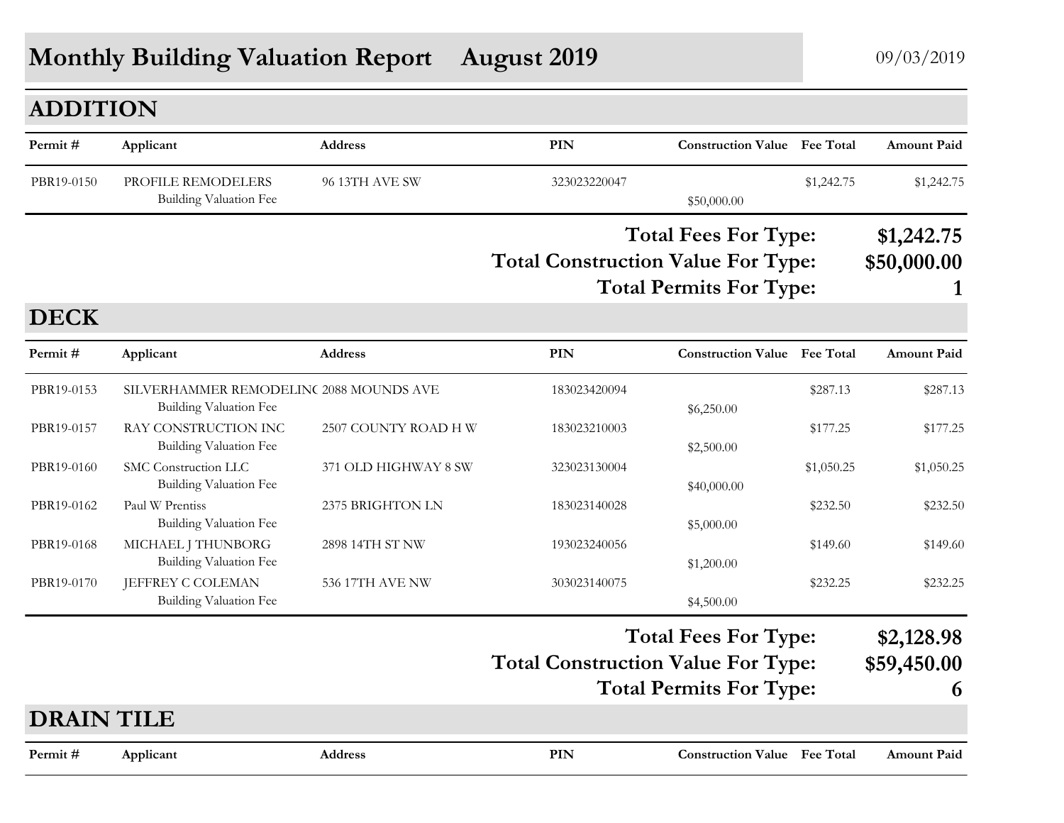# Monthly Building Valuation Report August 2019

09/03/2019

## ADDITION

| Permit # | Applicant | Address | PIN | Construction Value | Fee Total | Amount Paid |
|---|---|---|---|---|---|---|
| PBR19-0150 | PROFILE REMODELERS | 96 13TH AVE SW | 323023220047 | | $1,242.75 | $1,242.75 |
| | Building Valuation Fee | | | $50,000.00 | | |

**Total Fees For Type: $1,242.75**

**Total Construction Value For Type: $50,000.00**

**Total Permits For Type: 1**

## DECK

| Permit # | Applicant | Address | PIN | Construction Value | Fee Total | Amount Paid |
|---|---|---|---|---|---|---|
| PBR19-0153 | SILVERHAMMER REMODELINC | 2088 MOUNDS AVE | 183023420094 | | $287.13 | $287.13 |
| | Building Valuation Fee | | | $6,250.00 | | |
| PBR19-0157 | RAY CONSTRUCTION INC | 2507 COUNTY ROAD H W | 183023210003 | | $177.25 | $177.25 |
| | Building Valuation Fee | | | $2,500.00 | | |
| PBR19-0160 | SMC Construction LLC | 371 OLD HIGHWAY 8 SW | 323023130004 | | $1,050.25 | $1,050.25 |
| | Building Valuation Fee | | | $40,000.00 | | |
| PBR19-0162 | Paul W Prentiss | 2375 BRIGHTON LN | 183023140028 | | $232.50 | $232.50 |
| | Building Valuation Fee | | | $5,000.00 | | |
| PBR19-0168 | MICHAEL J THUNBORG | 2898 14TH ST NW | 193023240056 | | $149.60 | $149.60 |
| | Building Valuation Fee | | | $1,200.00 | | |
| PBR19-0170 | JEFFREY C COLEMAN | 536 17TH AVE NW | 303023140075 | | $232.25 | $232.25 |
| | Building Valuation Fee | | | $4,500.00 | | |

**Total Fees For Type: $2,128.98**

**Total Construction Value For Type: $59,450.00**

**Total Permits For Type: 6**

## DRAIN TILE

| Permit # | Applicant | Address | PIN | Construction Value | Fee Total | Amount Paid |
|---|---|---|---|---|---|---|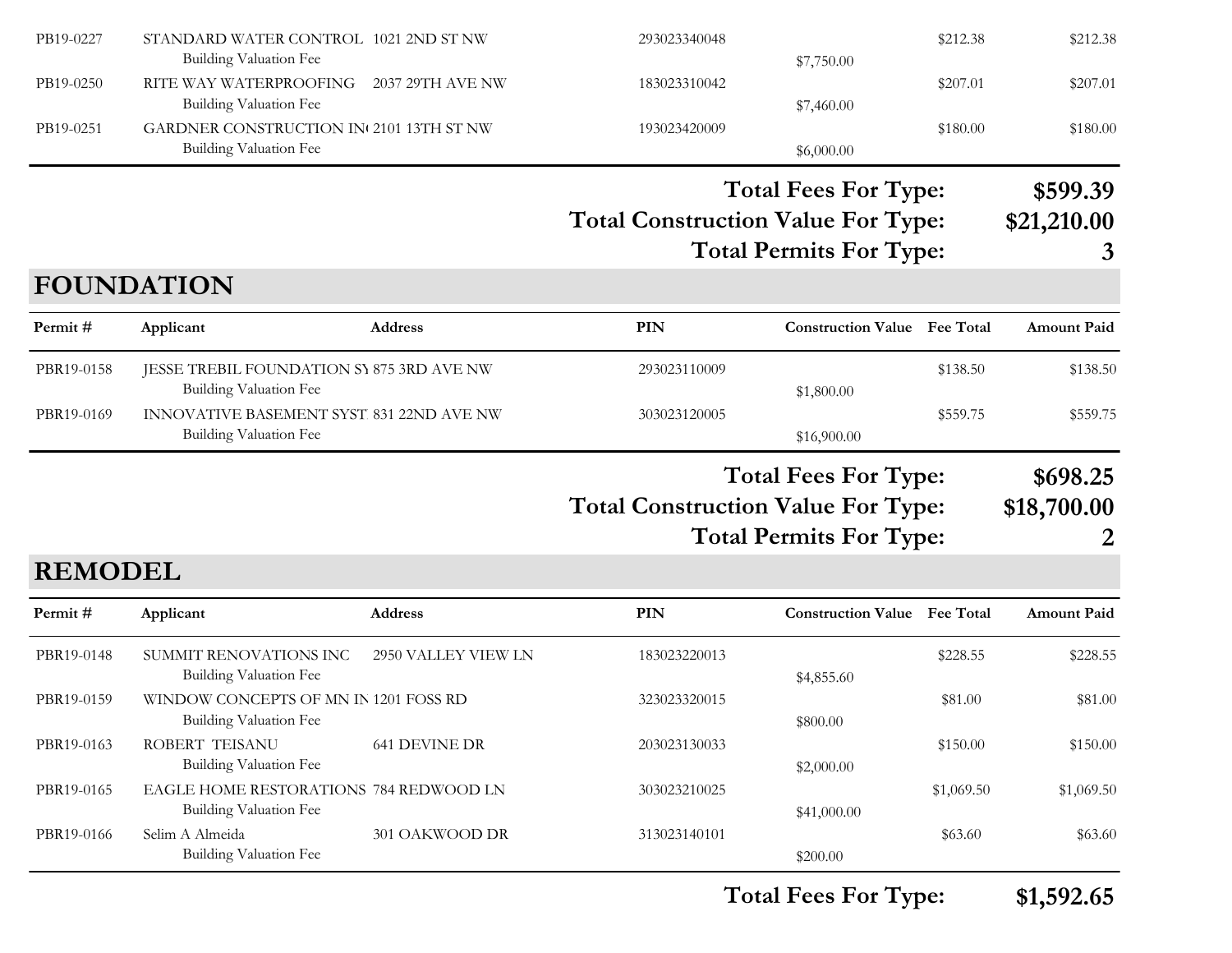| Permit # | Applicant | Address | PIN | Construction Value | Fee Total | Amount Paid |
|---|---|---|---|---|---|---|
| PB19-0227 | STANDARD WATER CONTROL | 1021 2ND ST NW | 293023340048 | | $212.38 | $212.38 |
| | Building Valuation Fee | | | $7,750.00 | | |
| PB19-0250 | RITE WAY WATERPROOFING | 2037 29TH AVE NW | 183023310042 | | $207.01 | $207.01 |
| | Building Valuation Fee | | | $7,460.00 | | |
| PB19-0251 | GARDNER CONSTRUCTION IN | 2101 13TH ST NW | 193023420009 | | $180.00 | $180.00 |
| | Building Valuation Fee | | | $6,000.00 | | |

**Total Fees For Type: $599.39**

**Total Construction Value For Type: $21,210.00**

**Total Permits For Type: 3**

## FOUNDATION

| Permit # | Applicant | Address | PIN | Construction Value | Fee Total | Amount Paid |
|---|---|---|---|---|---|---|
| PBR19-0158 | JESSE TREBIL FOUNDATION SY | 875 3RD AVE NW | 293023110009 | | $138.50 | $138.50 |
| | Building Valuation Fee | | | $1,800.00 | | |
| PBR19-0169 | INNOVATIVE BASEMENT SYST | 831 22ND AVE NW | 303023120005 | | $559.75 | $559.75 |
| | Building Valuation Fee | | | $16,900.00 | | |

**Total Fees For Type: $698.25**

**Total Construction Value For Type: $18,700.00**

**Total Permits For Type: 2**

## REMODEL

| Permit # | Applicant | Address | PIN | Construction Value | Fee Total | Amount Paid |
|---|---|---|---|---|---|---|
| PBR19-0148 | SUMMIT RENOVATIONS INC | 2950 VALLEY VIEW LN | 183023220013 | | $228.55 | $228.55 |
| | Building Valuation Fee | | | $4,855.60 | | |
| PBR19-0159 | WINDOW CONCEPTS OF MN IN | 1201 FOSS RD | 323023320015 | | $81.00 | $81.00 |
| | Building Valuation Fee | | | $800.00 | | |
| PBR19-0163 | ROBERT TEISANU | 641 DEVINE DR | 203023130033 | | $150.00 | $150.00 |
| | Building Valuation Fee | | | $2,000.00 | | |
| PBR19-0165 | EAGLE HOME RESTORATIONS | 784 REDWOOD LN | 303023210025 | | $1,069.50 | $1,069.50 |
| | Building Valuation Fee | | | $41,000.00 | | |
| PBR19-0166 | Selim A Almeida | 301 OAKWOOD DR | 313023140101 | | $63.60 | $63.60 |
| | Building Valuation Fee | | | $200.00 | | |

**Total Fees For Type: $1,592.65**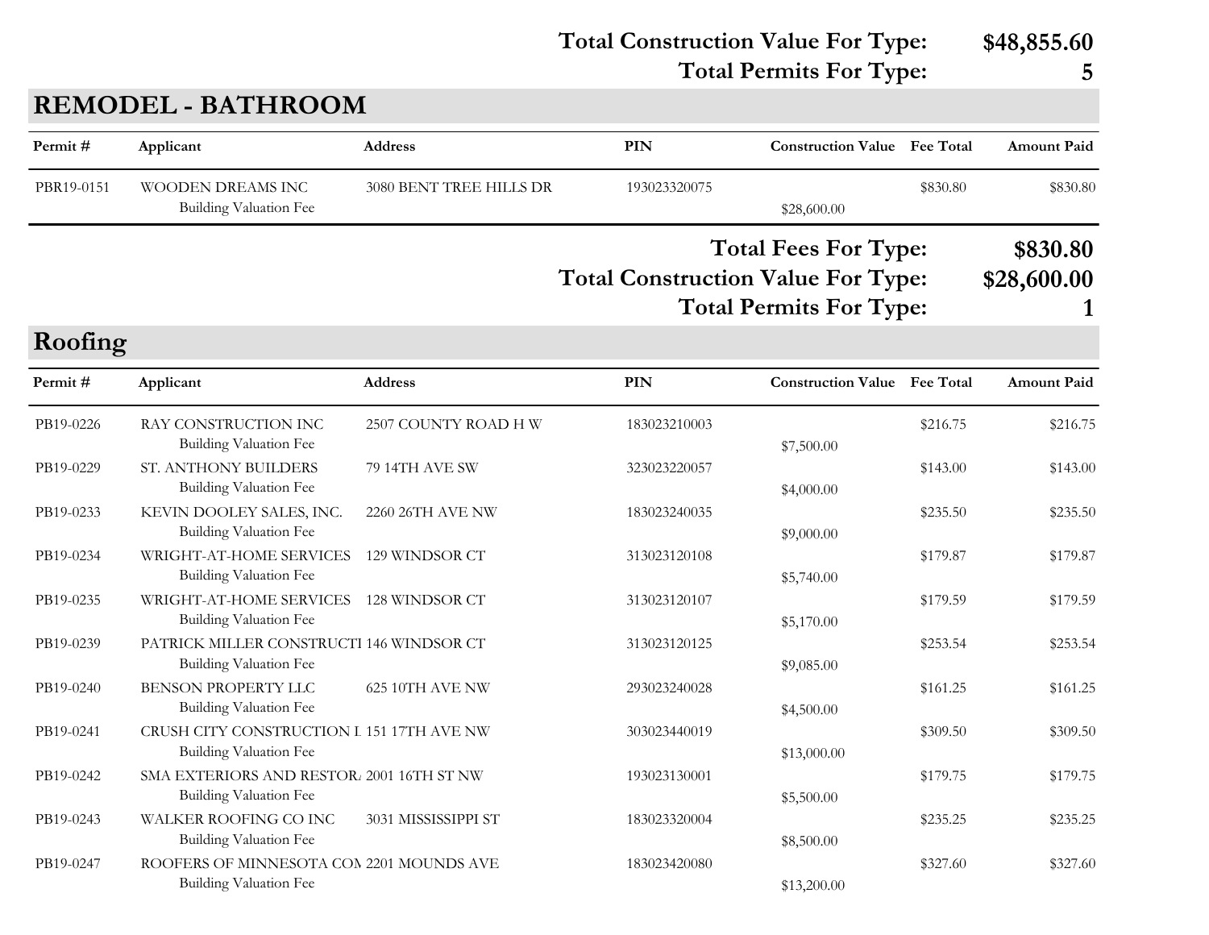**Total Construction Value For Type: $48,855.60**

**Total Permits For Type: 5**

## REMODEL - BATHROOM

| Permit # | Applicant | Address | PIN | Construction Value | Fee Total | Amount Paid |
|---|---|---|---|---|---|---|
| PBR19-0151 | WOODEN DREAMS INC | 3080 BENT TREE HILLS DR | 193023320075 | | $830.80 | $830.80 |
| | Building Valuation Fee | | | $28,600.00 | | |

**Total Fees For Type: $830.80**

**Total Construction Value For Type: $28,600.00**

**Total Permits For Type: 1**

## Roofing

| Permit # | Applicant | Address | PIN | Construction Value | Fee Total | Amount Paid |
|---|---|---|---|---|---|---|
| PB19-0226 | RAY CONSTRUCTION INC | 2507 COUNTY ROAD H W | 183023210003 | | $216.75 | $216.75 |
| | Building Valuation Fee | | | $7,500.00 | | |
| PB19-0229 | ST. ANTHONY BUILDERS | 79 14TH AVE SW | 323023220057 | | $143.00 | $143.00 |
| | Building Valuation Fee | | | $4,000.00 | | |
| PB19-0233 | KEVIN DOOLEY SALES, INC. | 2260 26TH AVE NW | 183023240035 | | $235.50 | $235.50 |
| | Building Valuation Fee | | | $9,000.00 | | |
| PB19-0234 | WRIGHT-AT-HOME SERVICES | 129 WINDSOR CT | 313023120108 | | $179.87 | $179.87 |
| | Building Valuation Fee | | | $5,740.00 | | |
| PB19-0235 | WRIGHT-AT-HOME SERVICES | 128 WINDSOR CT | 313023120107 | | $179.59 | $179.59 |
| | Building Valuation Fee | | | $5,170.00 | | |
| PB19-0239 | PATRICK MILLER CONSTRUCTI | 146 WINDSOR CT | 313023120125 | | $253.54 | $253.54 |
| | Building Valuation Fee | | | $9,085.00 | | |
| PB19-0240 | BENSON PROPERTY LLC | 625 10TH AVE NW | 293023240028 | | $161.25 | $161.25 |
| | Building Valuation Fee | | | $4,500.00 | | |
| PB19-0241 | CRUSH CITY CONSTRUCTION L | 151 17TH AVE NW | 303023440019 | | $309.50 | $309.50 |
| | Building Valuation Fee | | | $13,000.00 | | |
| PB19-0242 | SMA EXTERIORS AND RESTOR | 2001 16TH ST NW | 193023130001 | | $179.75 | $179.75 |
| | Building Valuation Fee | | | $5,500.00 | | |
| PB19-0243 | WALKER ROOFING CO INC | 3031 MISSISSIPPI ST | 183023320004 | | $235.25 | $235.25 |
| | Building Valuation Fee | | | $8,500.00 | | |
| PB19-0247 | ROOFERS OF MINNESOTA CON | 2201 MOUNDS AVE | 183023420080 | | $327.60 | $327.60 |
| | Building Valuation Fee | | | $13,200.00 | | |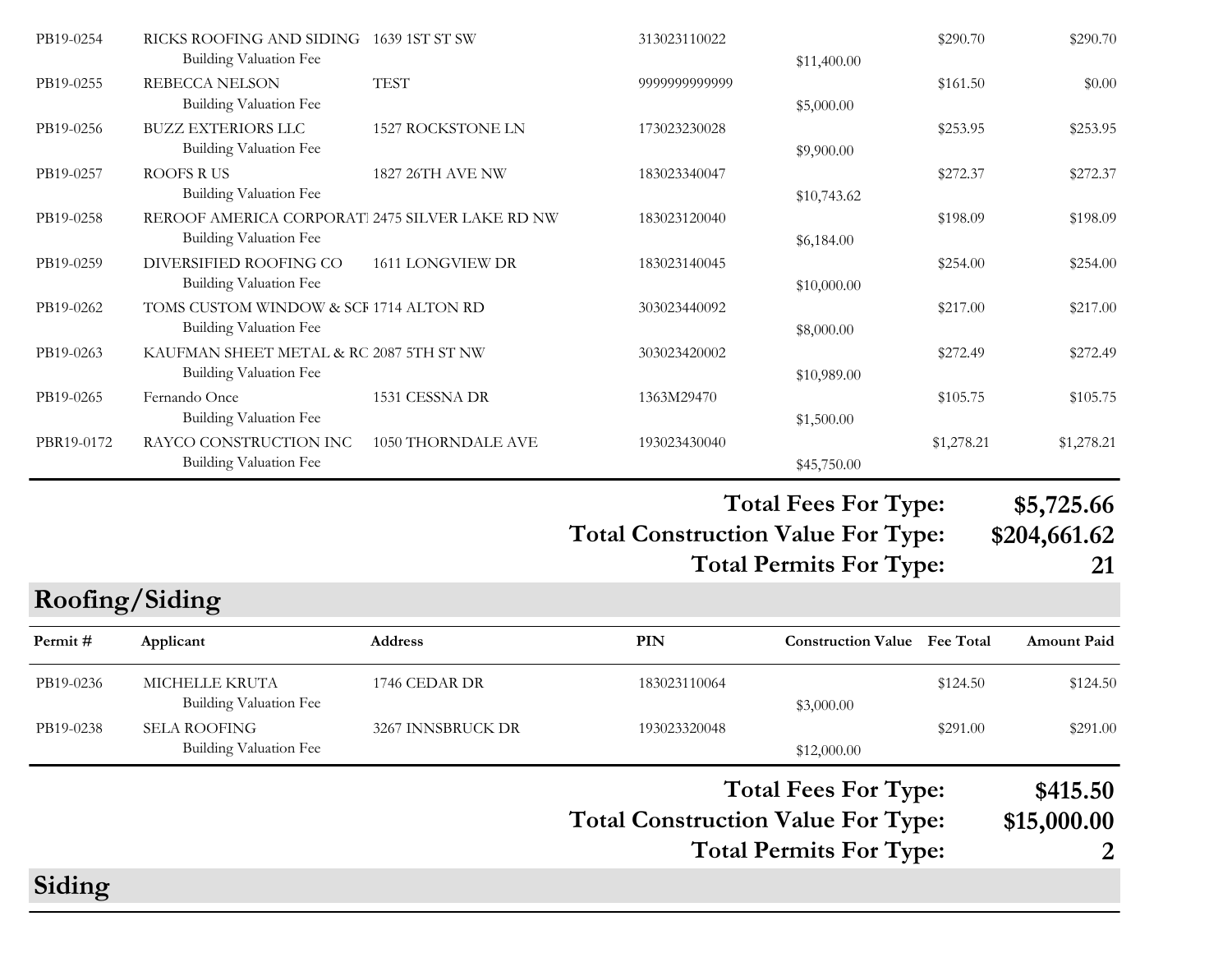| Permit # | Applicant | Address | PIN | Construction Value | Fee Total | Amount Paid |
|---|---|---|---|---|---|---|
| PB19-0254 | RICKS ROOFING AND SIDING | 1639 1ST ST SW | 313023110022 | | $290.70 | $290.70 |
| | Building Valuation Fee | | | $11,400.00 | | |
| PB19-0255 | REBECCA NELSON | TEST | 9999999999999 | | $161.50 | $0.00 |
| | Building Valuation Fee | | | $5,000.00 | | |
| PB19-0256 | BUZZ EXTERIORS LLC | 1527 ROCKSTONE LN | 173023230028 | | $253.95 | $253.95 |
| | Building Valuation Fee | | | $9,900.00 | | |
| PB19-0257 | ROOFS R US | 1827 26TH AVE NW | 183023340047 | | $272.37 | $272.37 |
| | Building Valuation Fee | | | $10,743.62 | | |
| PB19-0258 | REROOF AMERICA CORPORATI | 2475 SILVER LAKE RD NW | 183023120040 | | $198.09 | $198.09 |
| | Building Valuation Fee | | | $6,184.00 | | |
| PB19-0259 | DIVERSIFIED ROOFING CO | 1611 LONGVIEW DR | 183023140045 | | $254.00 | $254.00 |
| | Building Valuation Fee | | | $10,000.00 | | |
| PB19-0262 | TOMS CUSTOM WINDOW & SCF | 1714 ALTON RD | 303023440092 | | $217.00 | $217.00 |
| | Building Valuation Fee | | | $8,000.00 | | |
| PB19-0263 | KAUFMAN SHEET METAL & RC | 2087 5TH ST NW | 303023420002 | | $272.49 | $272.49 |
| | Building Valuation Fee | | | $10,989.00 | | |
| PB19-0265 | Fernando Once | 1531 CESSNA DR | 1363M29470 | | $105.75 | $105.75 |
| | Building Valuation Fee | | | $1,500.00 | | |
| PBR19-0172 | RAYCO CONSTRUCTION INC | 1050 THORNDALE AVE | 193023430040 | | $1,278.21 | $1,278.21 |
| | Building Valuation Fee | | | $45,750.00 | | |

**Total Fees For Type:** $5,725.66
**Total Construction Value For Type:** $204,661.62
**Total Permits For Type:** 21

## Roofing/Siding

| Permit # | Applicant | Address | PIN | Construction Value | Fee Total | Amount Paid |
|---|---|---|---|---|---|---|
| PB19-0236 | MICHELLE KRUTA | 1746 CEDAR DR | 183023110064 | | $124.50 | $124.50 |
| | Building Valuation Fee | | | $3,000.00 | | |
| PB19-0238 | SELA ROOFING | 3267 INNSBRUCK DR | 193023320048 | | $291.00 | $291.00 |
| | Building Valuation Fee | | | $12,000.00 | | |

**Total Fees For Type:** $415.50
**Total Construction Value For Type:** $15,000.00
**Total Permits For Type:** 2

## Siding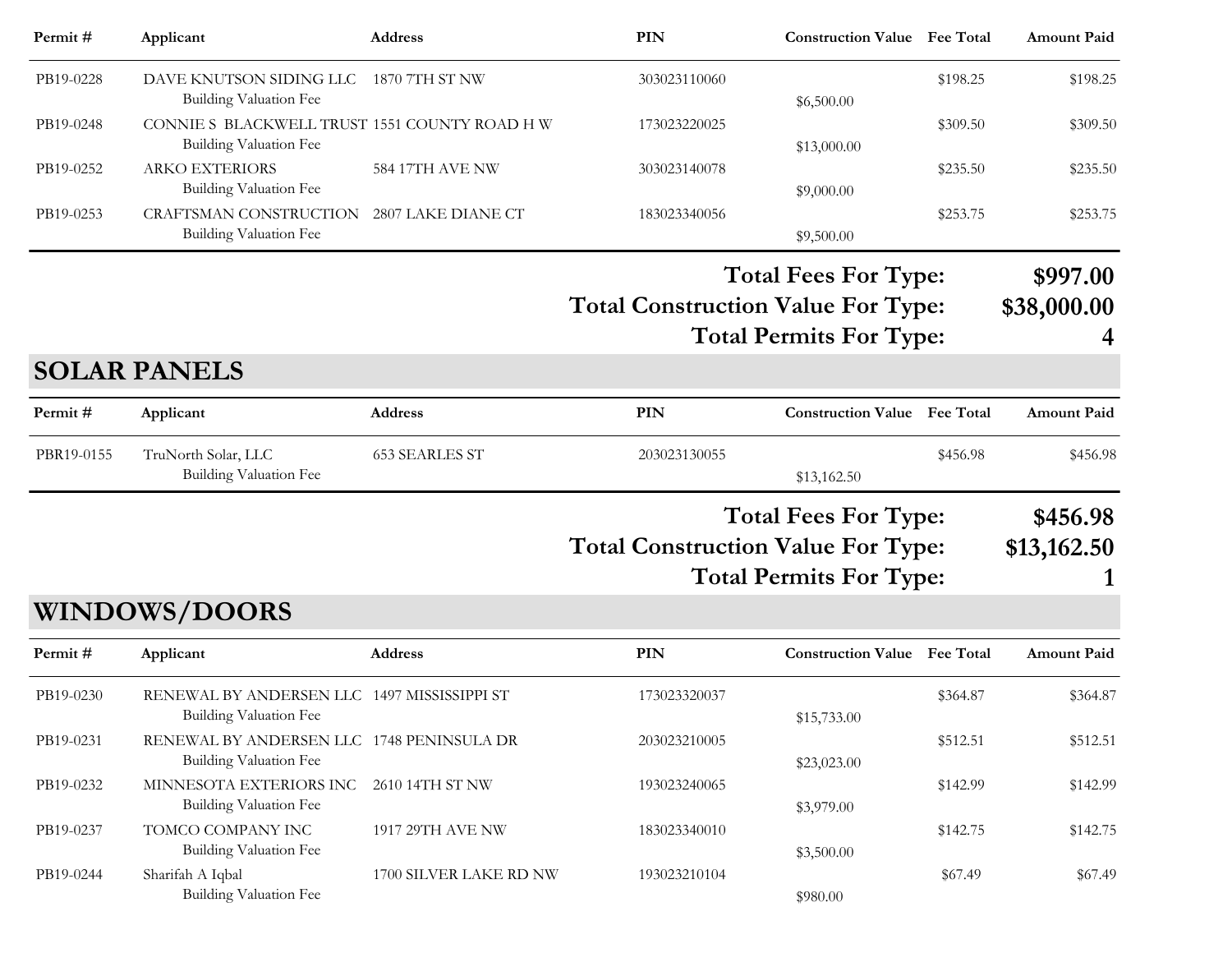| Permit # | Applicant | Address | PIN | Construction Value | Fee Total | Amount Paid |
|---|---|---|---|---|---|---|
| PB19-0228 | DAVE KNUTSON SIDING LLC<br>Building Valuation Fee | 1870 7TH ST NW | 303023110060 | $6,500.00 | $198.25 | $198.25 |
| PB19-0248 | CONNIE S BLACKWELL TRUST<br>Building Valuation Fee | 1551 COUNTY ROAD H W | 173023220025 | $13,000.00 | $309.50 | $309.50 |
| PB19-0252 | ARKO EXTERIORS<br>Building Valuation Fee | 584 17TH AVE NW | 303023140078 | $9,000.00 | $235.50 | $235.50 |
| PB19-0253 | CRAFTSMAN CONSTRUCTION<br>Building Valuation Fee | 2807 LAKE DIANE CT | 183023340056 | $9,500.00 | $253.75 | $253.75 |

**Total Fees For Type: $997.00**

**Total Construction Value For Type: $38,000.00**

**Total Permits For Type: 4**

## SOLAR PANELS

| Permit # | Applicant | Address | PIN | Construction Value | Fee Total | Amount Paid |
|---|---|---|---|---|---|---|
| PBR19-0155 | TruNorth Solar, LLC<br>Building Valuation Fee | 653 SEARLES ST | 203023130055 | $13,162.50 | $456.98 | $456.98 |

**Total Fees For Type: $456.98**

**Total Construction Value For Type: $13,162.50**

**Total Permits For Type: 1**

## WINDOWS/DOORS

| Permit # | Applicant | Address | PIN | Construction Value | Fee Total | Amount Paid |
|---|---|---|---|---|---|---|
| PB19-0230 | RENEWAL BY ANDERSEN LLC<br>Building Valuation Fee | 1497 MISSISSIPPI ST | 173023320037 | $15,733.00 | $364.87 | $364.87 |
| PB19-0231 | RENEWAL BY ANDERSEN LLC<br>Building Valuation Fee | 1748 PENINSULA DR | 203023210005 | $23,023.00 | $512.51 | $512.51 |
| PB19-0232 | MINNESOTA EXTERIORS INC<br>Building Valuation Fee | 2610 14TH ST NW | 193023240065 | $3,979.00 | $142.99 | $142.99 |
| PB19-0237 | TOMCO COMPANY INC<br>Building Valuation Fee | 1917 29TH AVE NW | 183023340010 | $3,500.00 | $142.75 | $142.75 |
| PB19-0244 | Sharifah A Iqbal<br>Building Valuation Fee | 1700 SILVER LAKE RD NW | 193023210104 | $980.00 | $67.49 | $67.49 |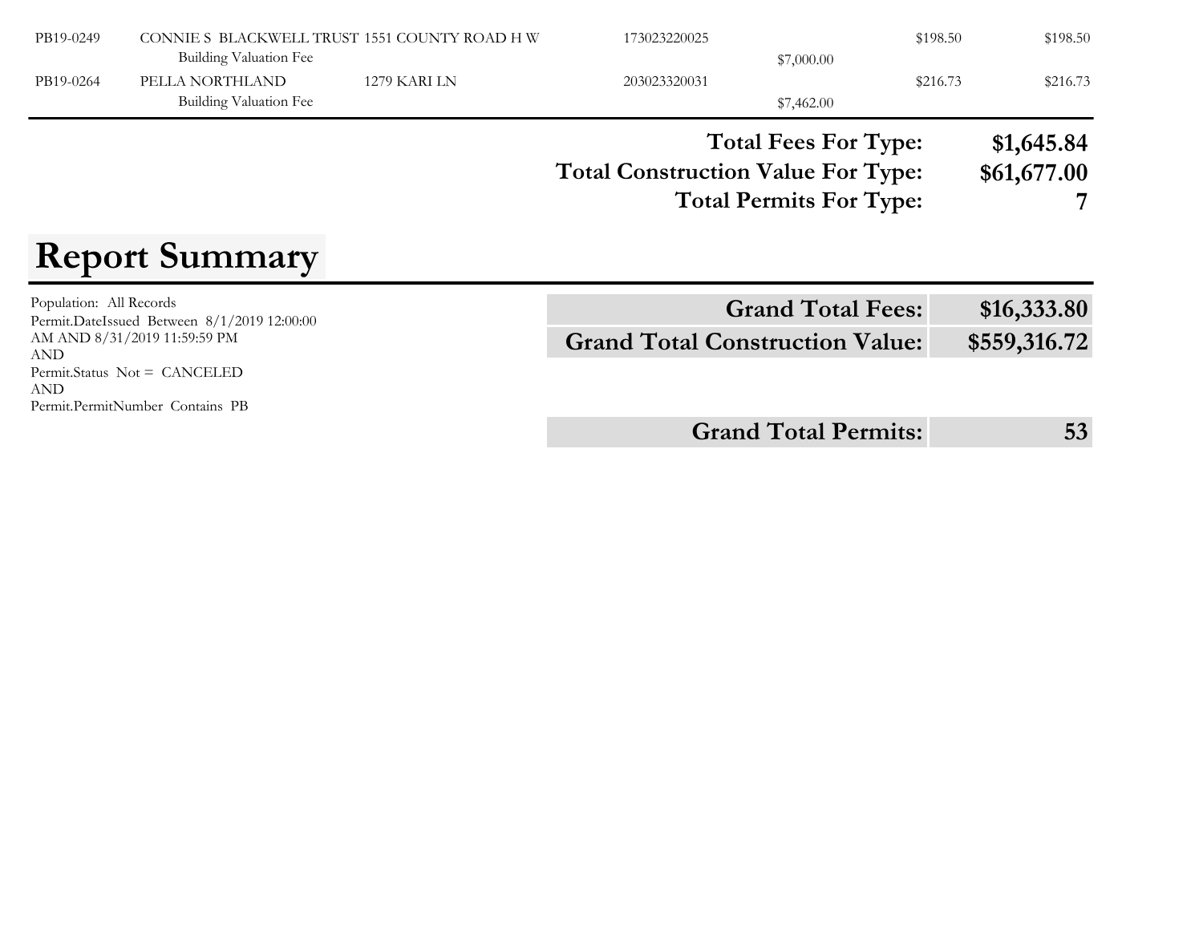| | | | | | | |
|---|---|---|---|---|---|---|
| PB19-0249 | CONNIE S BLACKWELL TRUST | 1551 COUNTY ROAD H W | 173023220025 | | $198.50 | $198.50 |
| | Building Valuation Fee | | | $7,000.00 | | |
| PB19-0264 | PELLA NORTHLAND | 1279 KARI LN | 203023320031 | | $216.73 | $216.73 |
| | Building Valuation Fee | | | $7,462.00 | | |

**Total Fees For Type:** **$1,645.84**

**Total Construction Value For Type:** **$61,677.00**

**Total Permits For Type:** **7**

# Report Summary

Population: All Records
Permit.DateIssued Between 8/1/2019 12:00:00 AM AND 8/31/2019 11:59:59 PM
AND
Permit.Status Not = CANCELED
AND
Permit.PermitNumber Contains PB

| | |
|---|---|
| **Grand Total Fees:** | **$16,333.80** |
| **Grand Total Construction Value:** | **$559,316.72** |
| **Grand Total Permits:** | **53** |